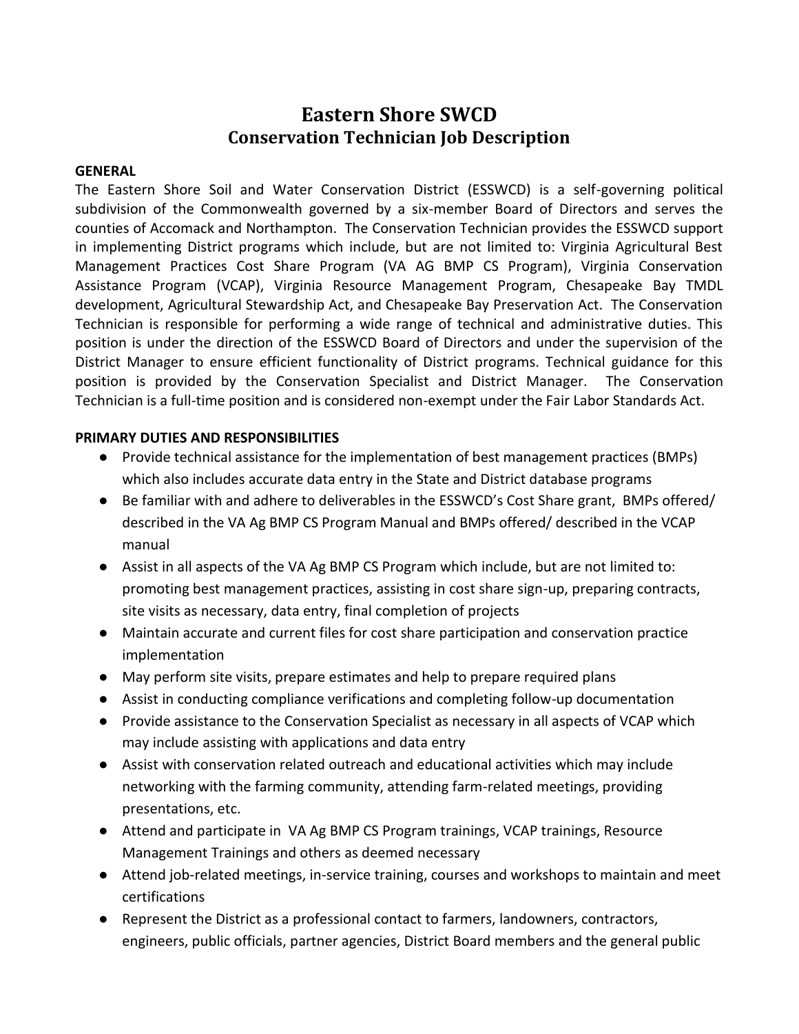# Eastern Shore SWCD
## Conservation Technician Job Description

**GENERAL**

The Eastern Shore Soil and Water Conservation District (ESSWCD) is a self-governing political subdivision of the Commonwealth governed by a six-member Board of Directors and serves the counties of Accomack and Northampton. The Conservation Technician provides the ESSWCD support in implementing District programs which include, but are not limited to: Virginia Agricultural Best Management Practices Cost Share Program (VA AG BMP CS Program), Virginia Conservation Assistance Program (VCAP), Virginia Resource Management Program, Chesapeake Bay TMDL development, Agricultural Stewardship Act, and Chesapeake Bay Preservation Act. The Conservation Technician is responsible for performing a wide range of technical and administrative duties. This position is under the direction of the ESSWCD Board of Directors and under the supervision of the District Manager to ensure efficient functionality of District programs. Technical guidance for this position is provided by the Conservation Specialist and District Manager. The Conservation Technician is a full-time position and is considered non-exempt under the Fair Labor Standards Act.

**PRIMARY DUTIES AND RESPONSIBILITIES**

- Provide technical assistance for the implementation of best management practices (BMPs) which also includes accurate data entry in the State and District database programs
- Be familiar with and adhere to deliverables in the ESSWCD's Cost Share grant, BMPs offered/ described in the VA Ag BMP CS Program Manual and BMPs offered/ described in the VCAP manual
- Assist in all aspects of the VA Ag BMP CS Program which include, but are not limited to: promoting best management practices, assisting in cost share sign-up, preparing contracts, site visits as necessary, data entry, final completion of projects
- Maintain accurate and current files for cost share participation and conservation practice implementation
- May perform site visits, prepare estimates and help to prepare required plans
- Assist in conducting compliance verifications and completing follow-up documentation
- Provide assistance to the Conservation Specialist as necessary in all aspects of VCAP which may include assisting with applications and data entry
- Assist with conservation related outreach and educational activities which may include networking with the farming community, attending farm-related meetings, providing presentations, etc.
- Attend and participate in VA Ag BMP CS Program trainings, VCAP trainings, Resource Management Trainings and others as deemed necessary
- Attend job-related meetings, in-service training, courses and workshops to maintain and meet certifications
- Represent the District as a professional contact to farmers, landowners, contractors, engineers, public officials, partner agencies, District Board members and the general public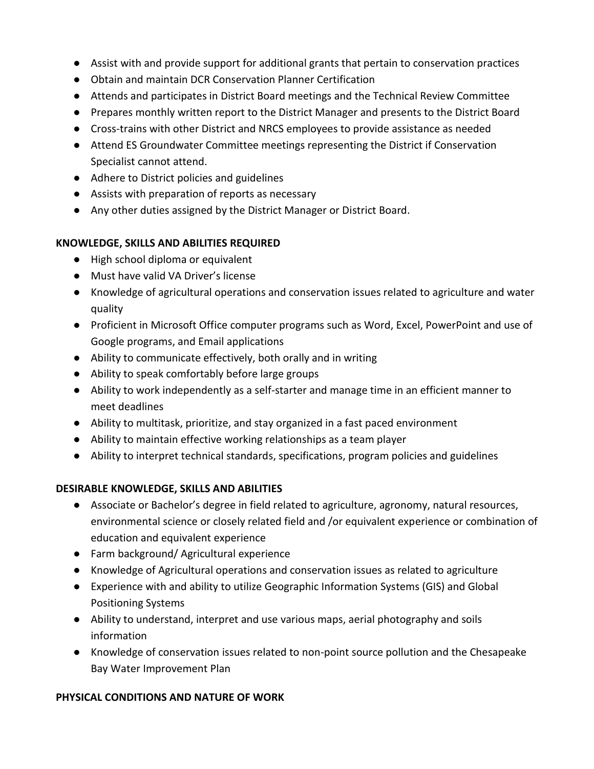- Assist with and provide support for additional grants that pertain to conservation practices
- Obtain and maintain DCR Conservation Planner Certification
- Attends and participates in District Board meetings and the Technical Review Committee
- Prepares monthly written report to the District Manager and presents to the District Board
- Cross-trains with other District and NRCS employees to provide assistance as needed
- Attend ES Groundwater Committee meetings representing the District if Conservation Specialist cannot attend.
- Adhere to District policies and guidelines
- Assists with preparation of reports as necessary
- Any other duties assigned by the District Manager or District Board.

**KNOWLEDGE, SKILLS AND ABILITIES REQUIRED**

- High school diploma or equivalent
- Must have valid VA Driver's license
- Knowledge of agricultural operations and conservation issues related to agriculture and water quality
- Proficient in Microsoft Office computer programs such as Word, Excel, PowerPoint and use of Google programs, and Email applications
- Ability to communicate effectively, both orally and in writing
- Ability to speak comfortably before large groups
- Ability to work independently as a self-starter and manage time in an efficient manner to meet deadlines
- Ability to multitask, prioritize, and stay organized in a fast paced environment
- Ability to maintain effective working relationships as a team player
- Ability to interpret technical standards, specifications, program policies and guidelines

**DESIRABLE KNOWLEDGE, SKILLS AND ABILITIES**

- Associate or Bachelor's degree in field related to agriculture, agronomy, natural resources, environmental science or closely related field and /or equivalent experience or combination of education and equivalent experience
- Farm background/ Agricultural experience
- Knowledge of Agricultural operations and conservation issues as related to agriculture
- Experience with and ability to utilize Geographic Information Systems (GIS) and Global Positioning Systems
- Ability to understand, interpret and use various maps, aerial photography and soils information
- Knowledge of conservation issues related to non-point source pollution and the Chesapeake Bay Water Improvement Plan

**PHYSICAL CONDITIONS AND NATURE OF WORK**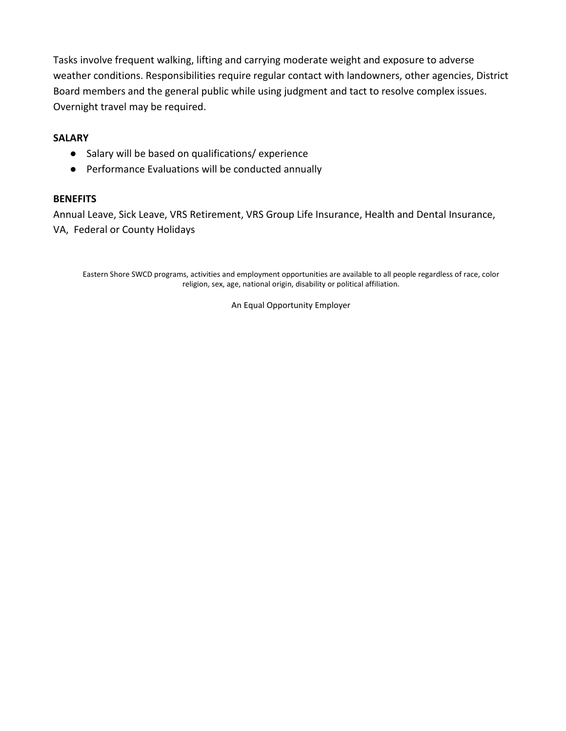Tasks involve frequent walking, lifting and carrying moderate weight and exposure to adverse weather conditions. Responsibilities require regular contact with landowners, other agencies, District Board members and the general public while using judgment and tact to resolve complex issues. Overnight travel may be required.

**SALARY**

- Salary will be based on qualifications/ experience
- Performance Evaluations will be conducted annually

**BENEFITS**

Annual Leave, Sick Leave, VRS Retirement, VRS Group Life Insurance, Health and Dental Insurance, VA, Federal or County Holidays

Eastern Shore SWCD programs, activities and employment opportunities are available to all people regardless of race, color religion, sex, age, national origin, disability or political affiliation.

An Equal Opportunity Employer